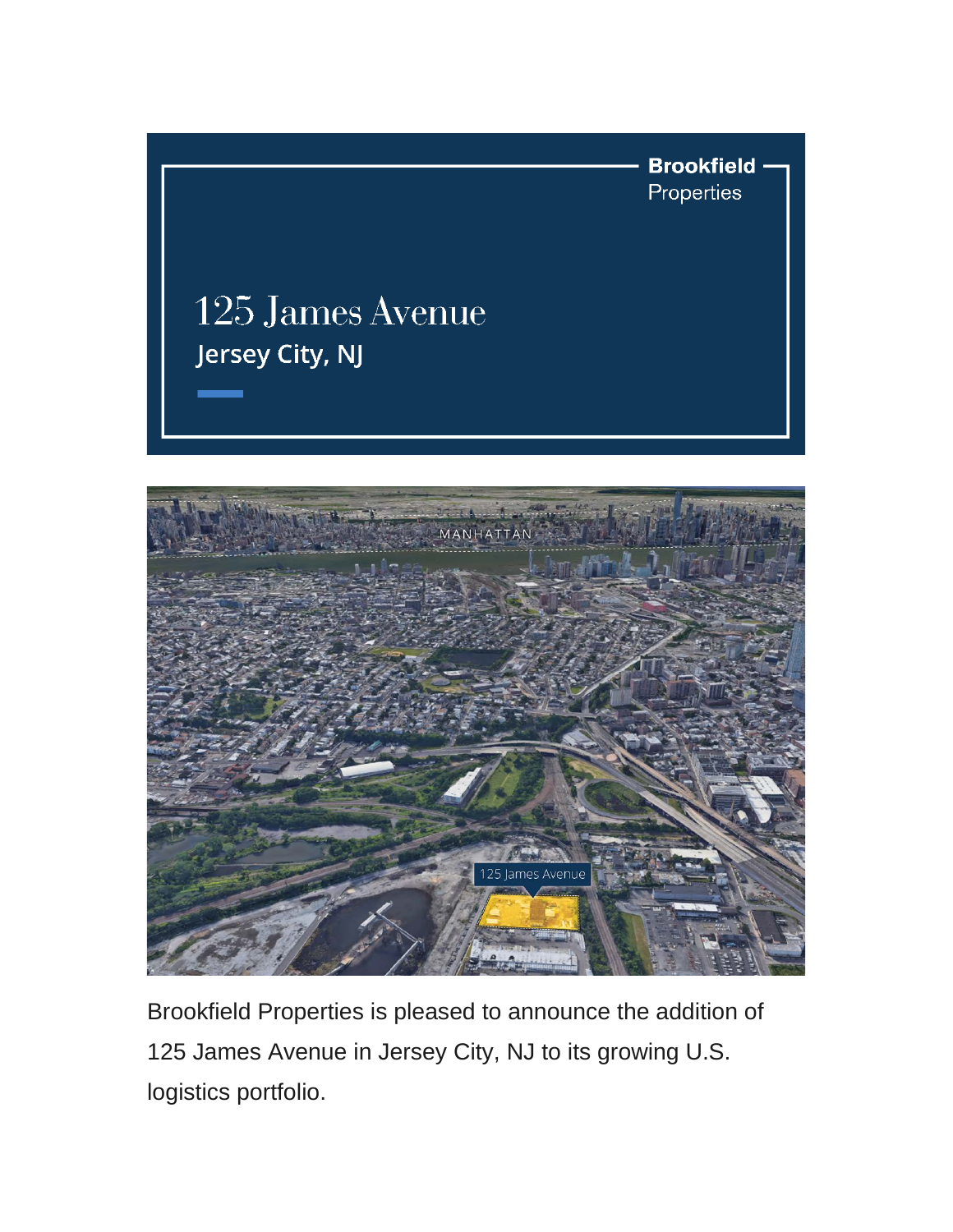Brookfield Properties

# 125 James Avenue

## Jersey City, NJ

Brookfield Properties is pleased to announce the addition of 125 James Avenue in Jersey City, NJ to its growing U.S. logistics portfolio.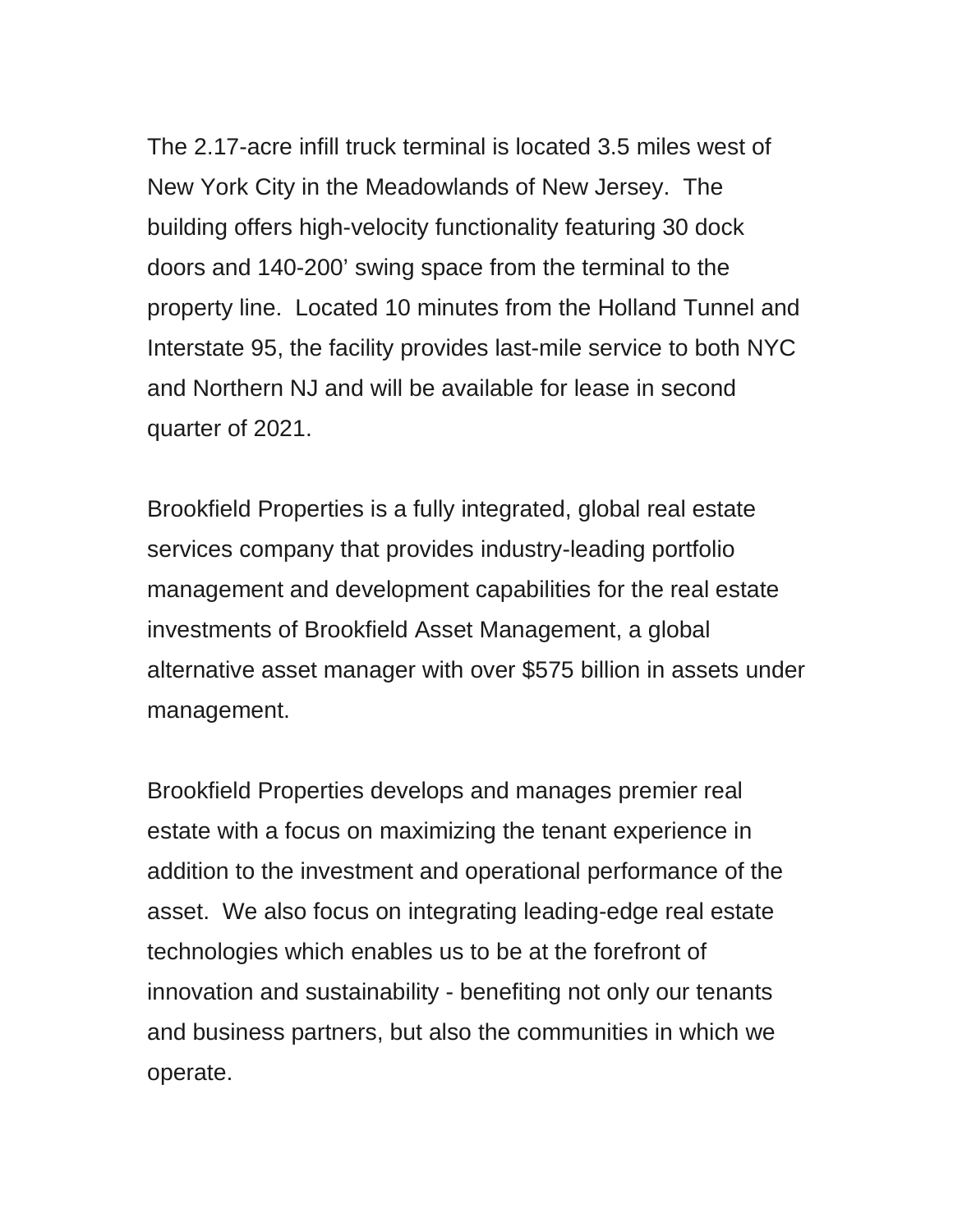The 2.17-acre infill truck terminal is located 3.5 miles west of New York City in the Meadowlands of New Jersey. The building offers high-velocity functionality featuring 30 dock doors and 140-200' swing space from the terminal to the property line. Located 10 minutes from the Holland Tunnel and Interstate 95, the facility provides last-mile service to both NYC and Northern NJ and will be available for lease in second quarter of 2021.

Brookfield Properties is a fully integrated, global real estate services company that provides industry-leading portfolio management and development capabilities for the real estate investments of Brookfield Asset Management, a global alternative asset manager with over $575 billion in assets under management.

Brookfield Properties develops and manages premier real estate with a focus on maximizing the tenant experience in addition to the investment and operational performance of the asset. We also focus on integrating leading-edge real estate technologies which enables us to be at the forefront of innovation and sustainability - benefiting not only our tenants and business partners, but also the communities in which we operate.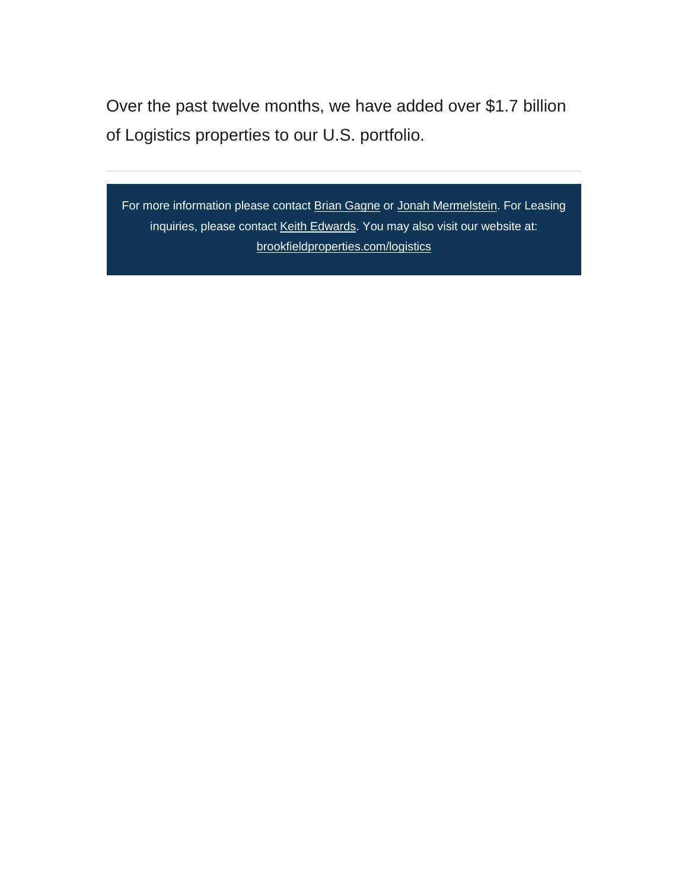Over the past twelve months, we have added over $1.7 billion of Logistics properties to our U.S. portfolio.

---

For more information please contact Brian Gagne or Jonah Mermelstein. For Leasing inquiries, please contact Keith Edwards. You may also visit our website at: brookfieldproperties.com/logistics